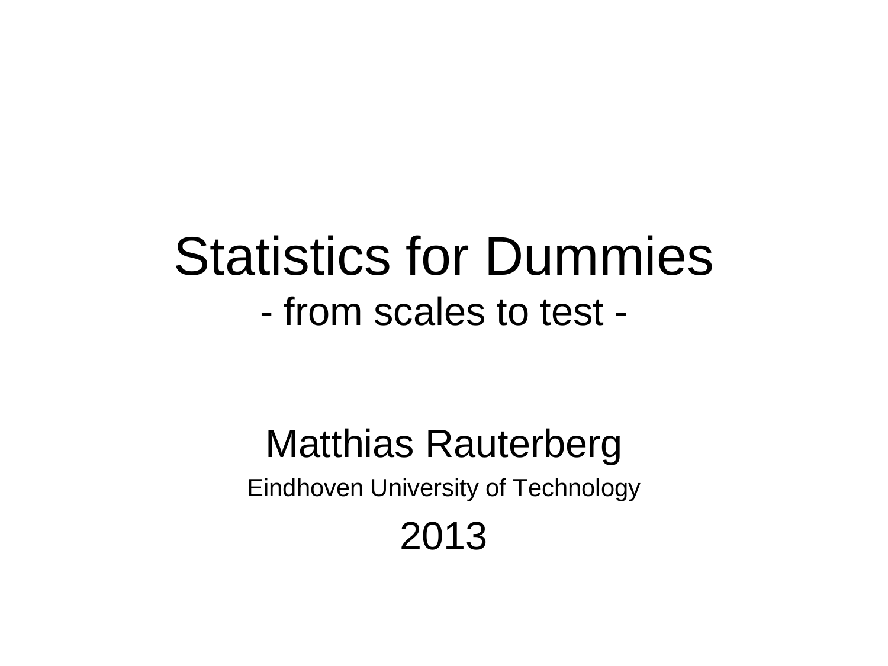# Statistics for Dummies

## - from scales to test -

Matthias Rauterberg

Eindhoven University of Technology

2013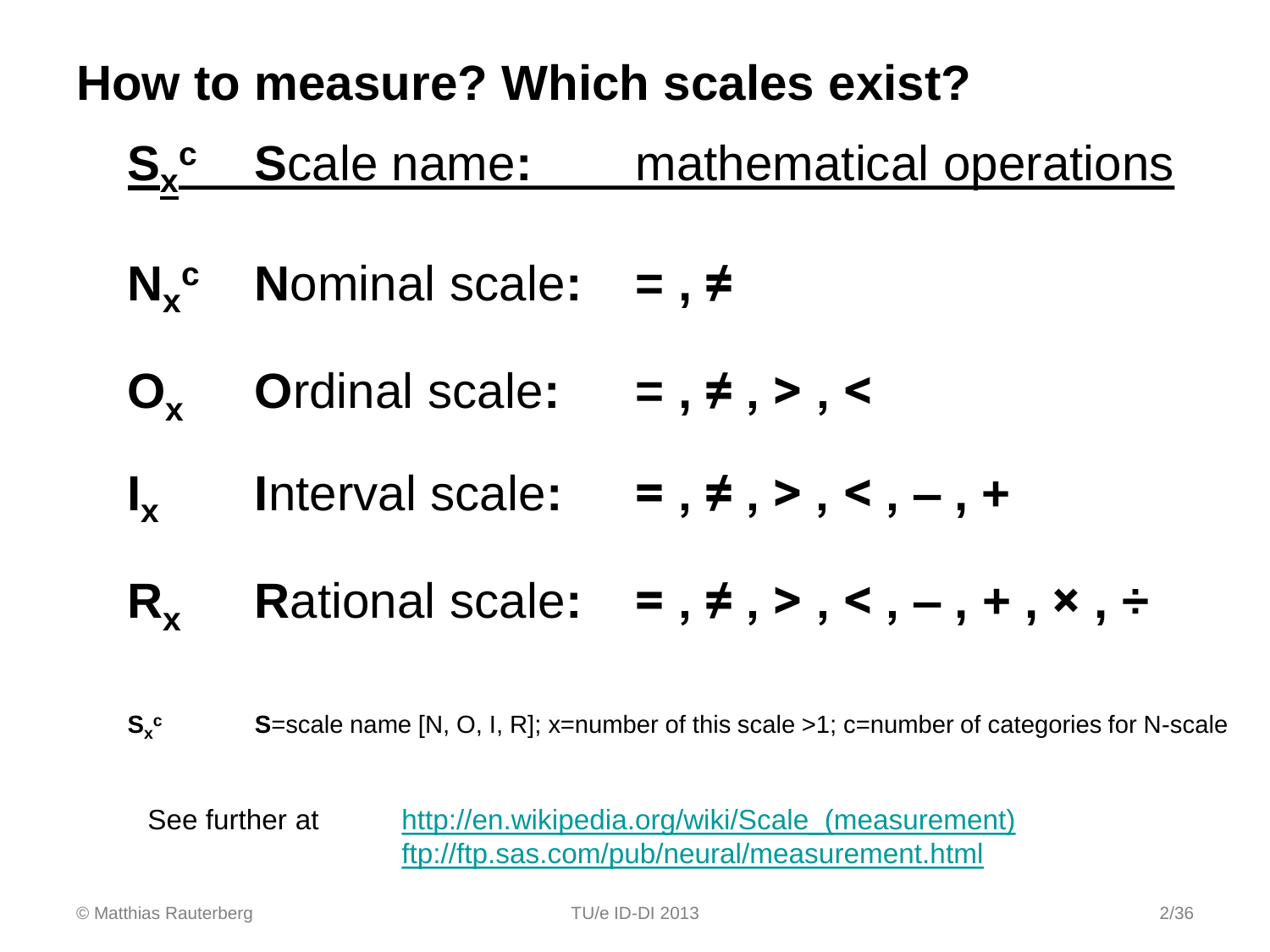# How to measure? Which scales exist?

| $S_x^c$ | **S**cale name: | mathematical operations |
|---|---|---|
| $N_x^c$ | **N**ominal scale: | **= , ≠** |
| $O_x$ | **O**rdinal scale: | **= , ≠ , > , <** |
| $I_x$ | **I**nterval scale: | **= , ≠ , > , < , – , +** |
| $R_x$ | **R**ational scale: | **= , ≠ , > , < , – , + , × , ÷** |

$S_x^c$ **S**=scale name [N, O, I, R]; x=number of this scale >1; c=number of categories for N-scale

See further at http://en.wikipedia.org/wiki/Scale_(measurement)
ftp://ftp.sas.com/pub/neural/measurement.html

© Matthias Rauterberg TU/e ID-DI 2013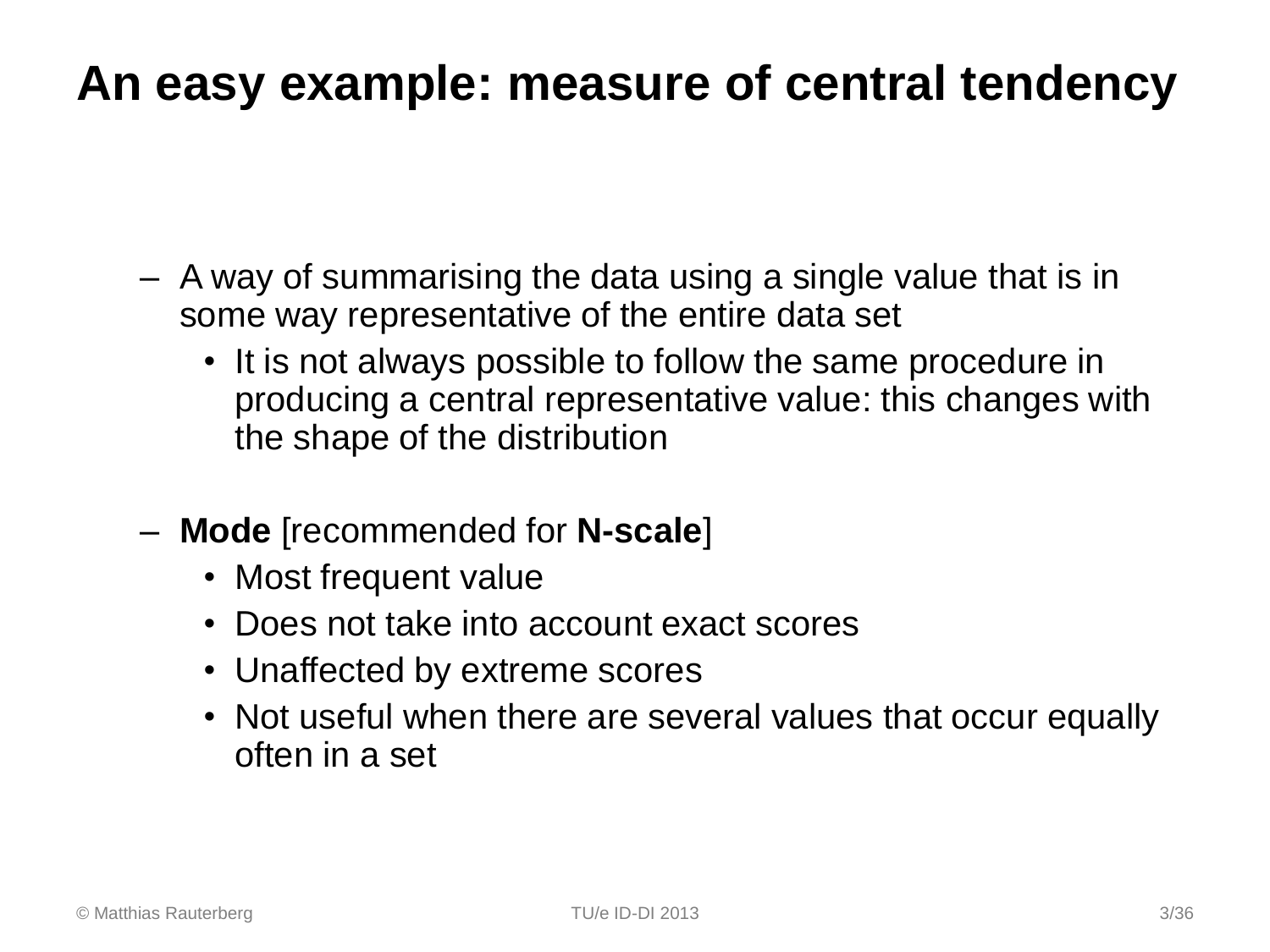# An easy example: measure of central tendency

- A way of summarising the data using a single value that is in some way representative of the entire data set
  - It is not always possible to follow the same procedure in producing a central representative value: this changes with the shape of the distribution

- **Mode** [recommended for **N-scale**]
  - Most frequent value
  - Does not take into account exact scores
  - Unaffected by extreme scores
  - Not useful when there are several values that occur equally often in a set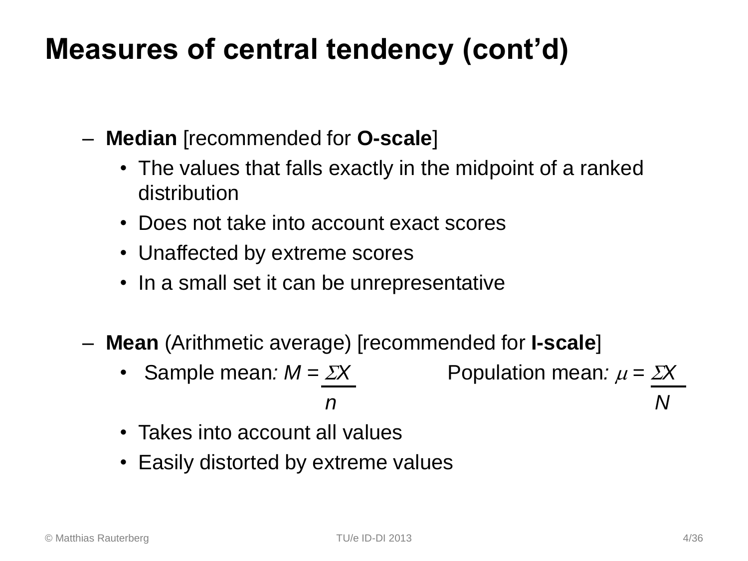# Measures of central tendency (cont'd)

- **Median** [recommended for **O-scale**]
  - The values that falls exactly in the midpoint of a ranked distribution
  - Does not take into account exact scores
  - Unaffected by extreme scores
  - In a small set it can be unrepresentative

- **Mean** (Arithmetic average) [recommended for **I-scale**]
  - Sample mean: $M = \frac{\Sigma X}{n}$ Population mean: $\mu = \frac{\Sigma X}{N}$
  - Takes into account all values
  - Easily distorted by extreme values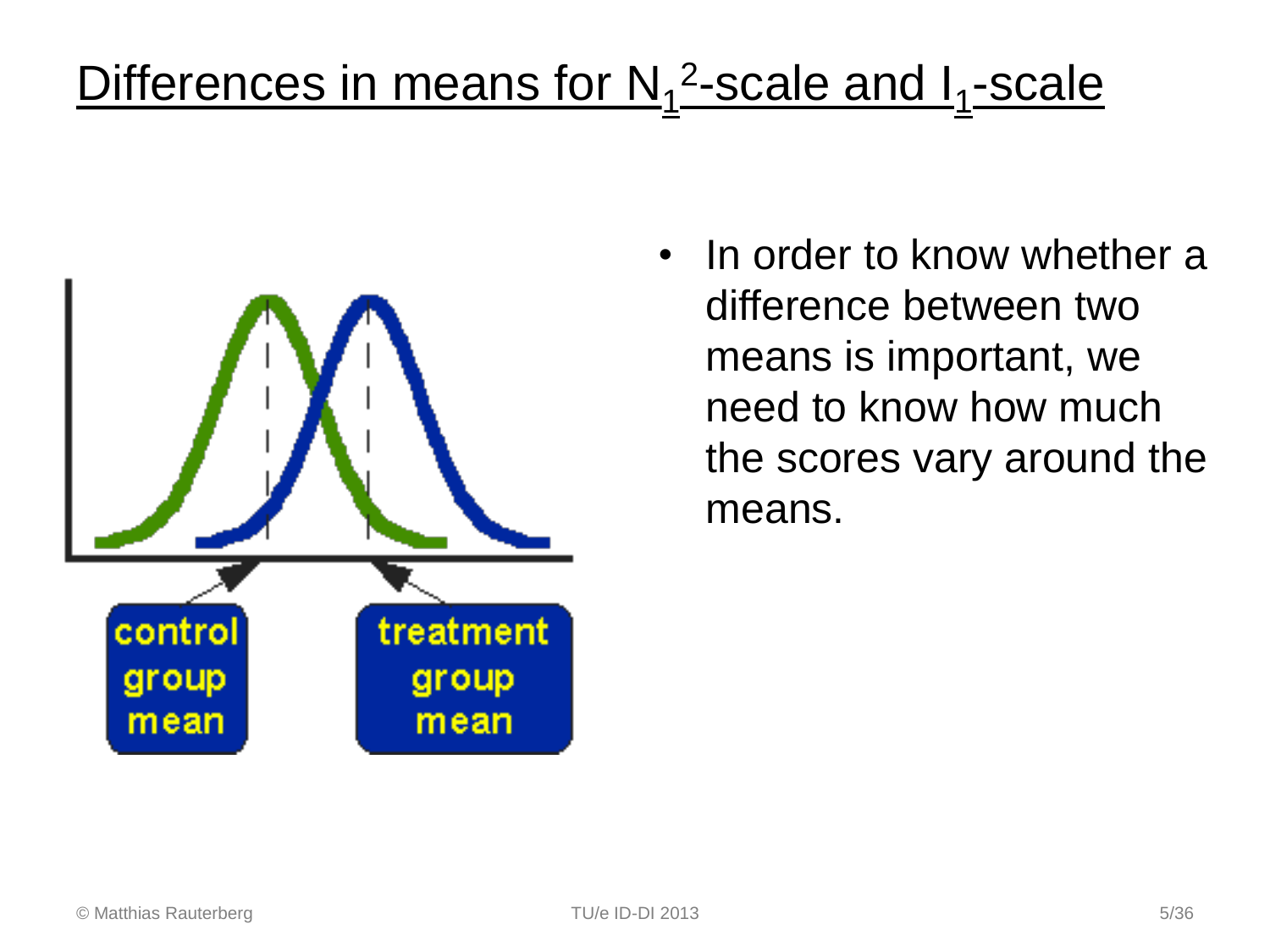# Differences in means for $N_1^2$-scale and $I_1$-scale

control group mean

treatment group mean

- In order to know whether a difference between two means is important, we need to know how much the scores vary around the means.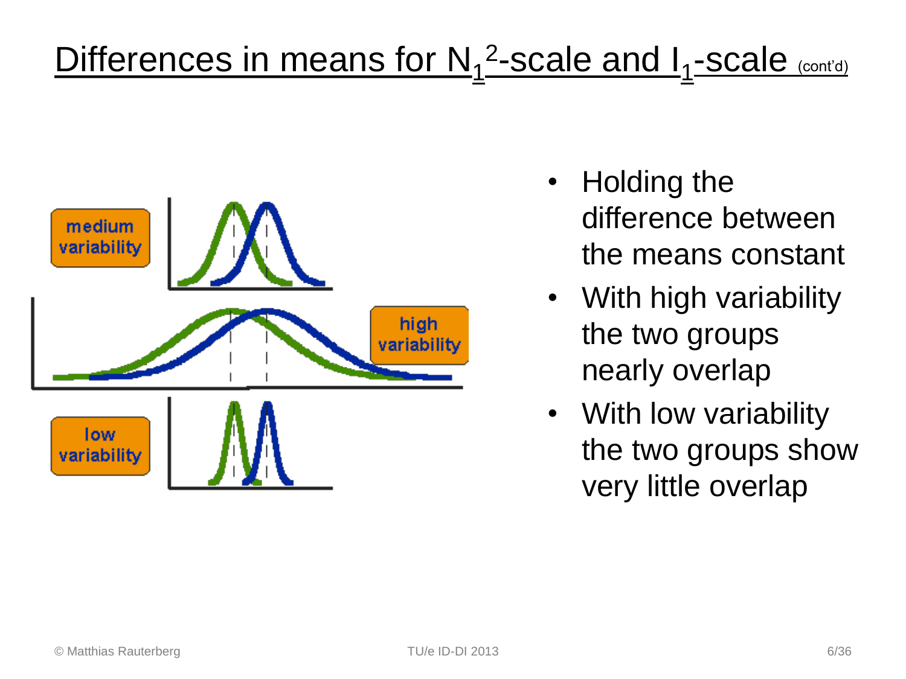# Differences in means for $N_1^2$-scale and $I_1$-scale (cont'd)

medium variability

high variability

low variability

- Holding the difference between the means constant
- With high variability the two groups nearly overlap
- With low variability the two groups show very little overlap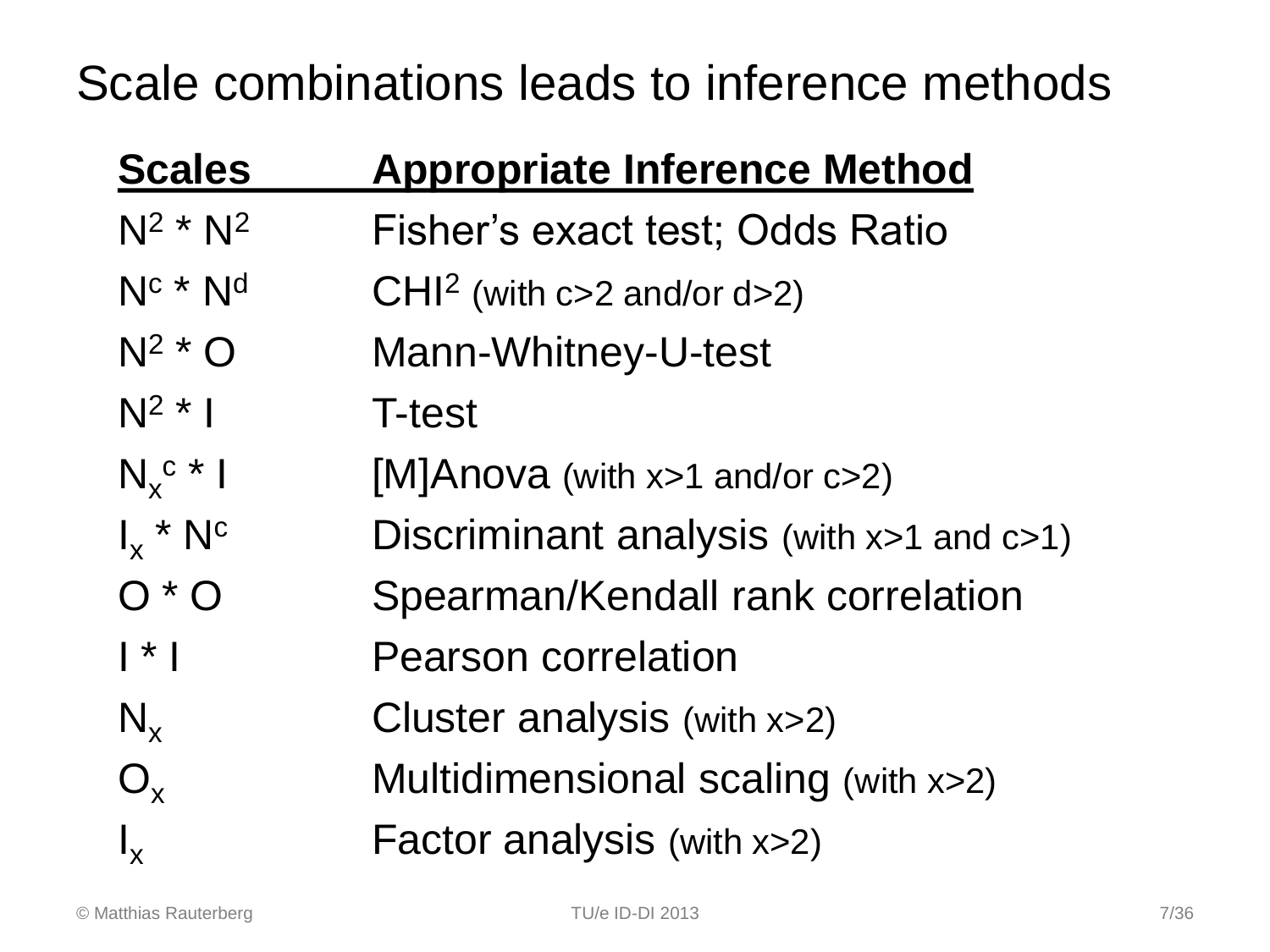# Scale combinations leads to inference methods

| Scales | Appropriate Inference Method |
| --- | --- |
| $N^2 * N^2$ | Fisher's exact test; Odds Ratio |
| $N^c * N^d$ | $CHI^2$ (with c>2 and/or d>2) |
| $N^2 * O$ | Mann-Whitney-U-test |
| $N^2 * I$ | T-test |
| $N_x^c * I$ | [M]Anova (with x>1 and/or c>2) |
| $I_x * N^c$ | Discriminant analysis (with x>1 and c>1) |
| $O * O$ | Spearman/Kendall rank correlation |
| $I * I$ | Pearson correlation |
| $N_x$ | Cluster analysis (with x>2) |
| $O_x$ | Multidimensional scaling (with x>2) |
| $I_x$ | Factor analysis (with x>2) |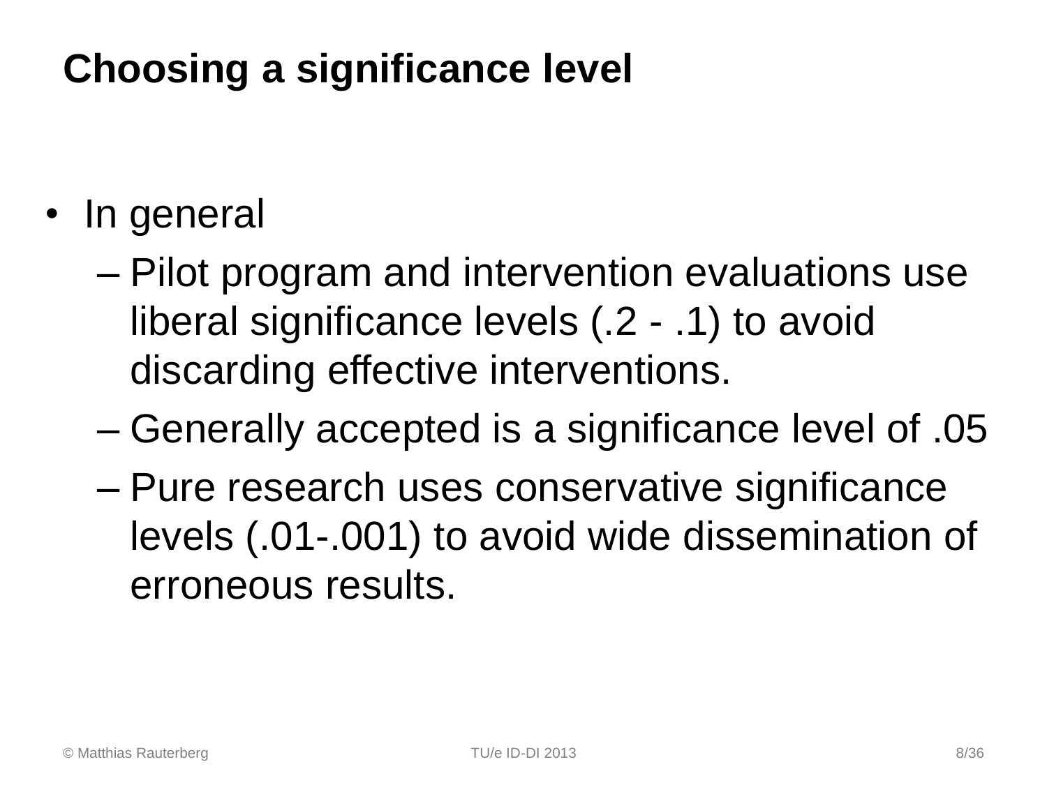# Choosing a significance level

- In general
  - Pilot program and intervention evaluations use liberal significance levels (.2 - .1) to avoid discarding effective interventions.
  - Generally accepted is a significance level of .05
  - Pure research uses conservative significance levels (.01-.001) to avoid wide dissemination of erroneous results.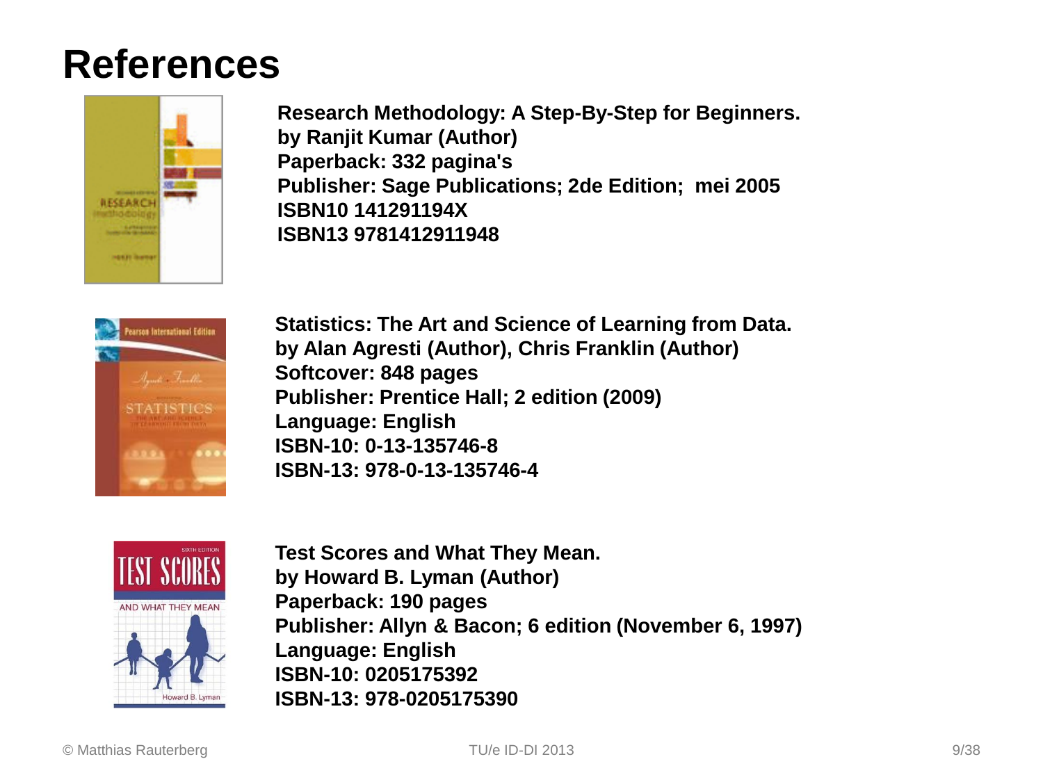# References

**Research Methodology: A Step-By-Step for Beginners.**
**by Ranjit Kumar (Author)**
**Paperback: 332 pagina's**
**Publisher: Sage Publications; 2de Edition; mei 2005**
**ISBN10 141291194X**
**ISBN13 9781412911948**

**Statistics: The Art and Science of Learning from Data.**
**by Alan Agresti (Author), Chris Franklin (Author)**
**Softcover: 848 pages**
**Publisher: Prentice Hall; 2 edition (2009)**
**Language: English**
**ISBN-10: 0-13-135746-8**
**ISBN-13: 978-0-13-135746-4**

**Test Scores and What They Mean.**
**by Howard B. Lyman (Author)**
**Paperback: 190 pages**
**Publisher: Allyn & Bacon; 6 edition (November 6, 1997)**
**Language: English**
**ISBN-10: 0205175392**
**ISBN-13: 978-0205175390**